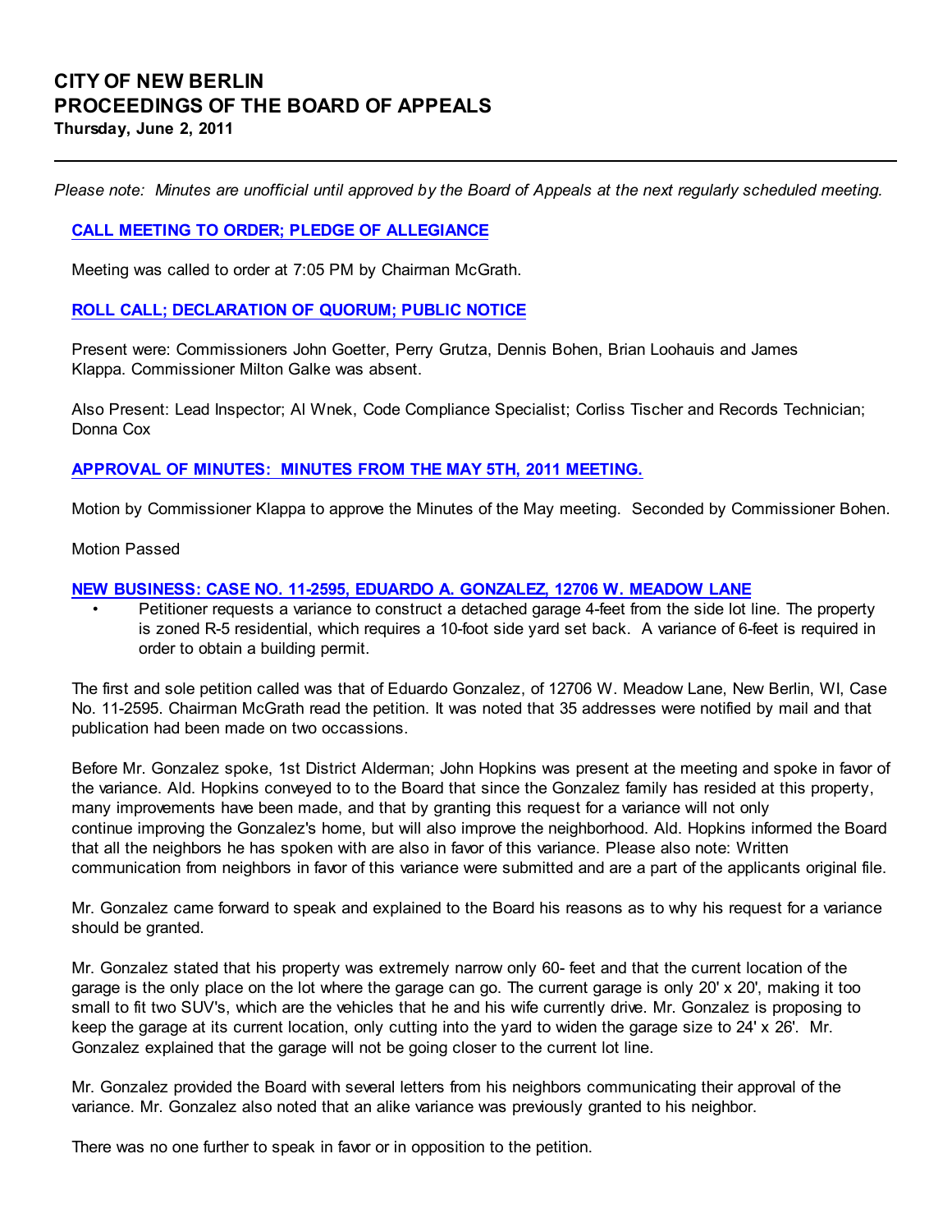# CITY OF NEW BERLIN
# PROCEEDINGS OF THE BOARD OF APPEALS

**Thursday, June 2, 2011**

---

*Please note: Minutes are unofficial until approved by the Board of Appeals at the next regularly scheduled meeting.*

## CALL MEETING TO ORDER; PLEDGE OF ALLEGIANCE

Meeting was called to order at 7:05 PM by Chairman McGrath.

## ROLL CALL; DECLARATION OF QUORUM; PUBLIC NOTICE

Present were: Commissioners John Goetter, Perry Grutza, Dennis Bohen, Brian Loohauis and James Klappa. Commissioner Milton Galke was absent.

Also Present: Lead Inspector; Al Wnek, Code Compliance Specialist; Corliss Tischer and Records Technician; Donna Cox

## APPROVAL OF MINUTES: MINUTES FROM THE MAY 5TH, 2011 MEETING.

Motion by Commissioner Klappa to approve the Minutes of the May meeting. Seconded by Commissioner Bohen.

Motion Passed

## NEW BUSINESS: CASE NO. 11-2595, EDUARDO A. GONZALEZ, 12706 W. MEADOW LANE

- Petitioner requests a variance to construct a detached garage 4-feet from the side lot line. The property is zoned R-5 residential, which requires a 10-foot side yard set back. A variance of 6-feet is required in order to obtain a building permit.

The first and sole petition called was that of Eduardo Gonzalez, of 12706 W. Meadow Lane, New Berlin, WI, Case No. 11-2595. Chairman McGrath read the petition. It was noted that 35 addresses were notified by mail and that publication had been made on two occassions.

Before Mr. Gonzalez spoke, 1st District Alderman; John Hopkins was present at the meeting and spoke in favor of the variance. Ald. Hopkins conveyed to to the Board that since the Gonzalez family has resided at this property, many improvements have been made, and that by granting this request for a variance will not only continue improving the Gonzalez's home, but will also improve the neighborhood. Ald. Hopkins informed the Board that all the neighbors he has spoken with are also in favor of this variance. Please also note: Written communication from neighbors in favor of this variance were submitted and are a part of the applicants original file.

Mr. Gonzalez came forward to speak and explained to the Board his reasons as to why his request for a variance should be granted.

Mr. Gonzalez stated that his property was extremely narrow only 60- feet and that the current location of the garage is the only place on the lot where the garage can go. The current garage is only 20' x 20', making it too small to fit two SUV's, which are the vehicles that he and his wife currently drive. Mr. Gonzalez is proposing to keep the garage at its current location, only cutting into the yard to widen the garage size to 24' x 26'. Mr. Gonzalez explained that the garage will not be going closer to the current lot line.

Mr. Gonzalez provided the Board with several letters from his neighbors communicating their approval of the variance. Mr. Gonzalez also noted that an alike variance was previously granted to his neighbor.

There was no one further to speak in favor or in opposition to the petition.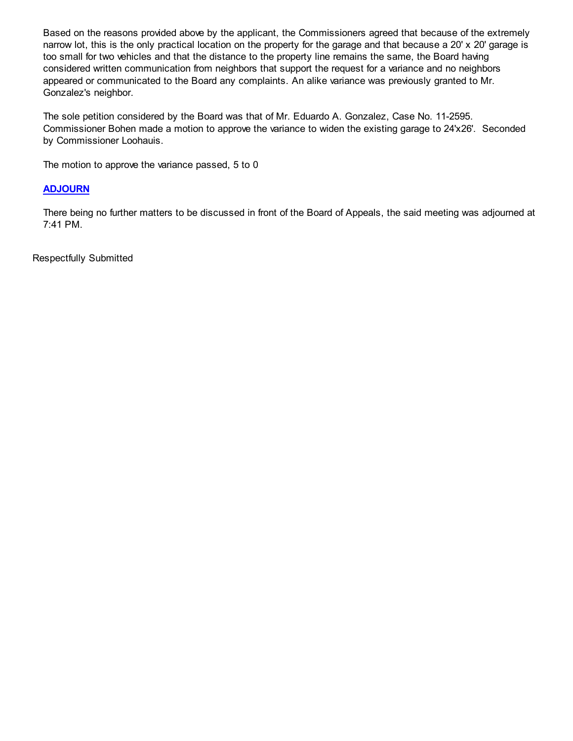Based on the reasons provided above by the applicant, the Commissioners agreed that because of the extremely narrow lot, this is the only practical location on the property for the garage and that because a 20' x 20' garage is too small for two vehicles and that the distance to the property line remains the same, the Board having considered written communication from neighbors that support the request for a variance and no neighbors appeared or communicated to the Board any complaints. An alike variance was previously granted to Mr. Gonzalez's neighbor.

The sole petition considered by the Board was that of Mr. Eduardo A. Gonzalez, Case No. 11-2595. Commissioner Bohen made a motion to approve the variance to widen the existing garage to 24'x26'. Seconded by Commissioner Loohauis.

The motion to approve the variance passed, 5 to 0

**ADJOURN**

There being no further matters to be discussed in front of the Board of Appeals, the said meeting was adjourned at 7:41 PM.

Respectfully Submitted